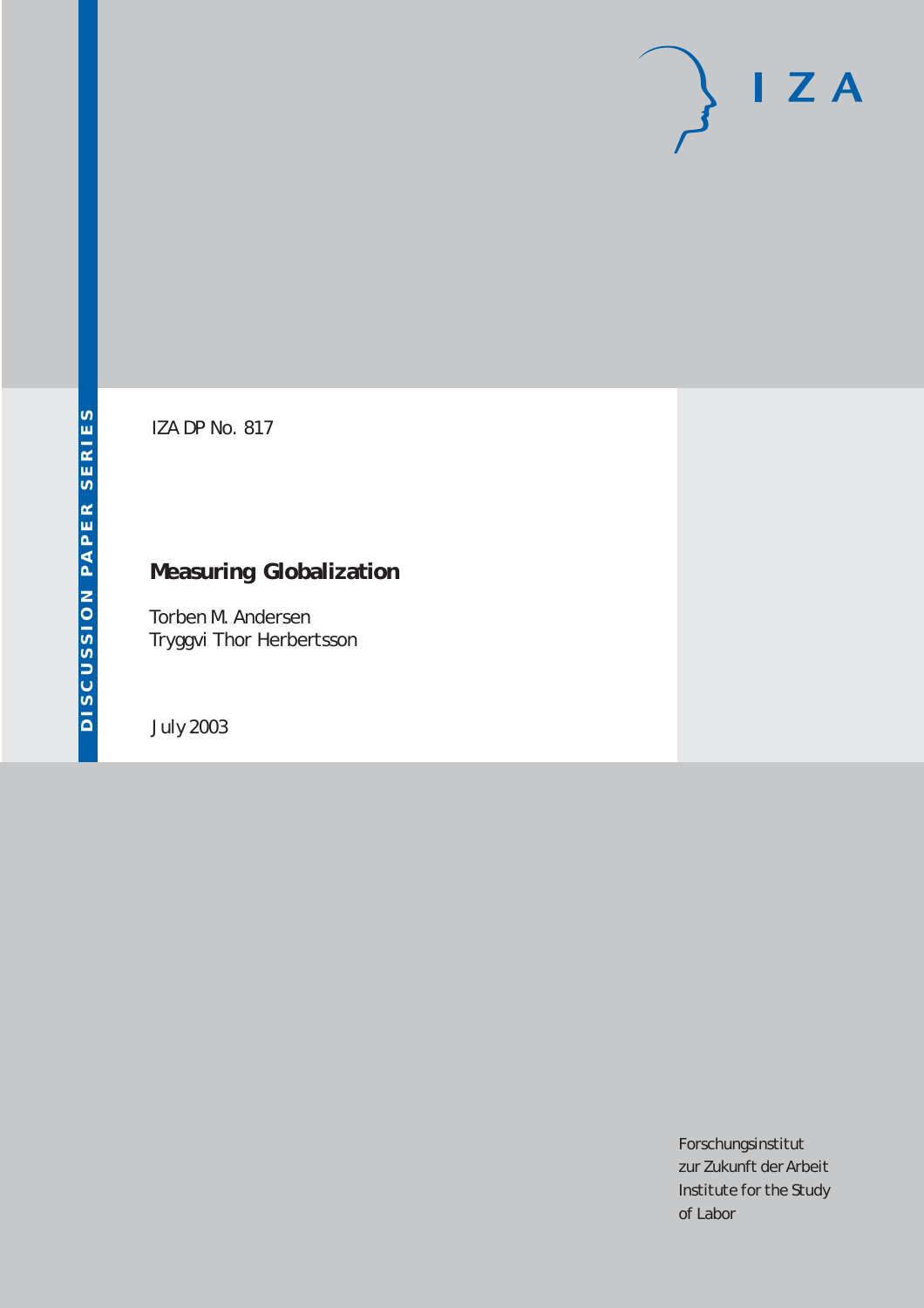IZA

DISCUSSION PAPER SERIES

IZA DP No. 817

# Measuring Globalization

Torben M. Andersen
Tryggvi Thor Herbertsson

July 2003

Forschungsinstitut
zur Zukunft der Arbeit
Institute for the Study
of Labor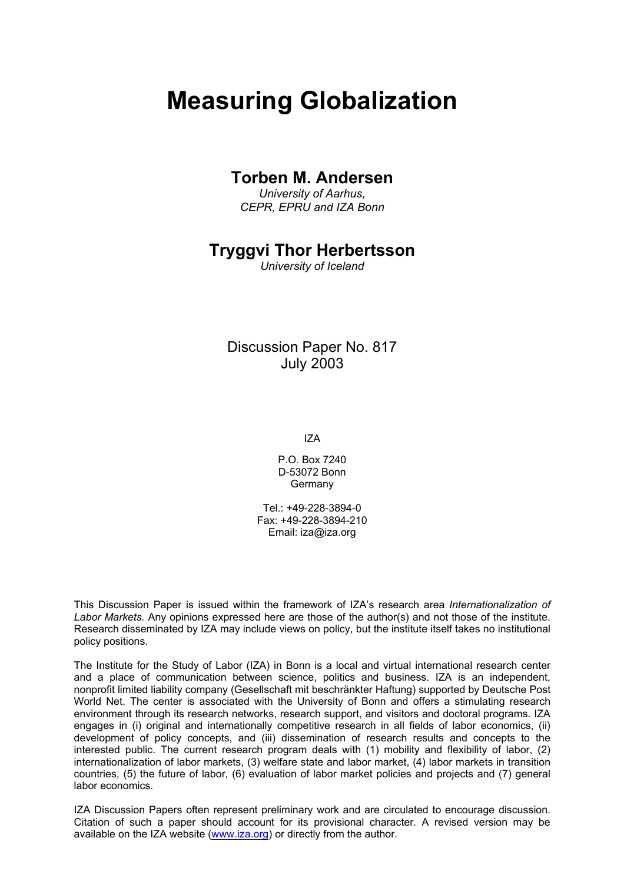# Measuring Globalization

## Torben M. Andersen

*University of Aarhus, CEPR, EPRU and IZA Bonn*

## Tryggvi Thor Herbertsson

*University of Iceland*

Discussion Paper No. 817
July 2003

IZA

P.O. Box 7240
D-53072 Bonn
Germany

Tel.: +49-228-3894-0
Fax: +49-228-3894-210
Email: iza@iza.org

This Discussion Paper is issued within the framework of IZA's research area *Internationalization of Labor Markets.* Any opinions expressed here are those of the author(s) and not those of the institute. Research disseminated by IZA may include views on policy, but the institute itself takes no institutional policy positions.

The Institute for the Study of Labor (IZA) in Bonn is a local and virtual international research center and a place of communication between science, politics and business. IZA is an independent, nonprofit limited liability company (Gesellschaft mit beschränkter Haftung) supported by Deutsche Post World Net. The center is associated with the University of Bonn and offers a stimulating research environment through its research networks, research support, and visitors and doctoral programs. IZA engages in (i) original and internationally competitive research in all fields of labor economics, (ii) development of policy concepts, and (iii) dissemination of research results and concepts to the interested public. The current research program deals with (1) mobility and flexibility of labor, (2) internationalization of labor markets, (3) welfare state and labor market, (4) labor markets in transition countries, (5) the future of labor, (6) evaluation of labor market policies and projects and (7) general labor economics.

IZA Discussion Papers often represent preliminary work and are circulated to encourage discussion. Citation of such a paper should account for its provisional character. A revised version may be available on the IZA website (www.iza.org) or directly from the author.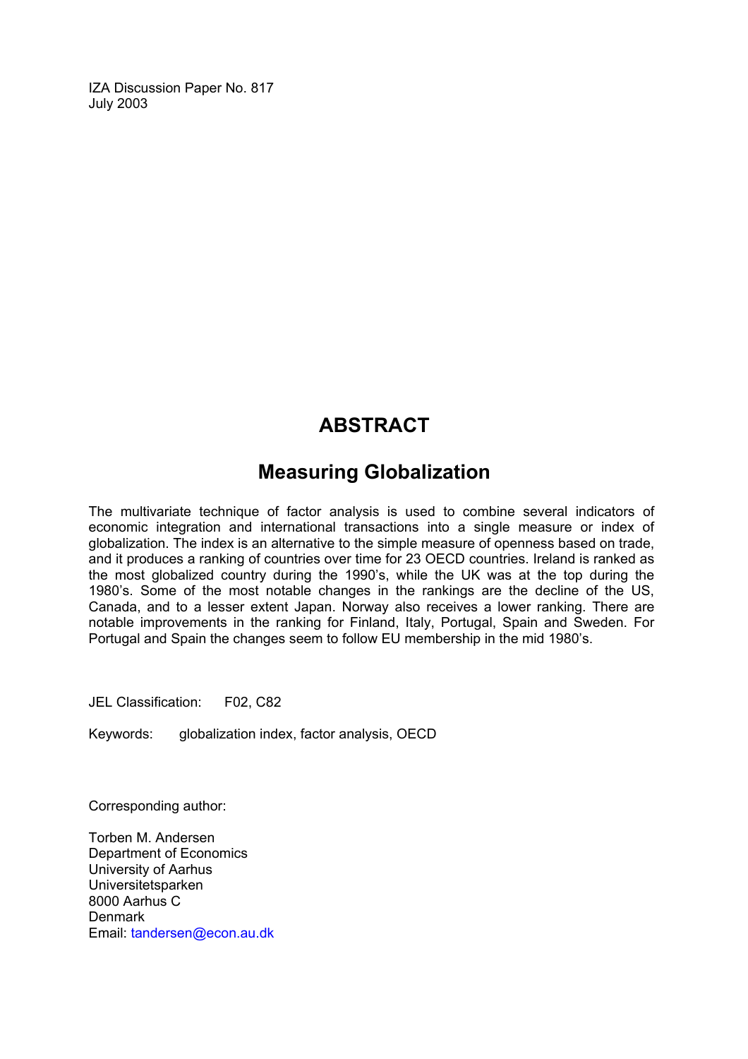IZA Discussion Paper No. 817
July 2003

# ABSTRACT

## Measuring Globalization

The multivariate technique of factor analysis is used to combine several indicators of economic integration and international transactions into a single measure or index of globalization. The index is an alternative to the simple measure of openness based on trade, and it produces a ranking of countries over time for 23 OECD countries. Ireland is ranked as the most globalized country during the 1990's, while the UK was at the top during the 1980's. Some of the most notable changes in the rankings are the decline of the US, Canada, and to a lesser extent Japan. Norway also receives a lower ranking. There are notable improvements in the ranking for Finland, Italy, Portugal, Spain and Sweden. For Portugal and Spain the changes seem to follow EU membership in the mid 1980's.

JEL Classification: F02, C82

Keywords: globalization index, factor analysis, OECD

Corresponding author:

Torben M. Andersen
Department of Economics
University of Aarhus
Universitetsparken
8000 Aarhus C
Denmark
Email: tandersen@econ.au.dk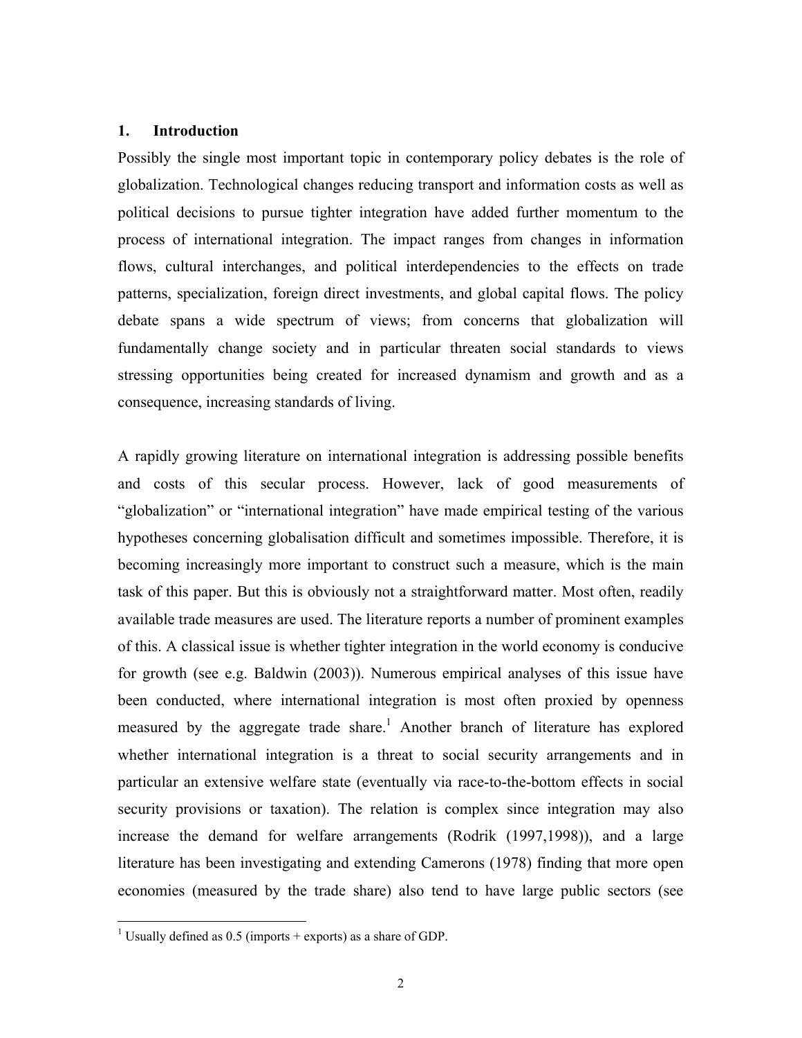## 1. Introduction

Possibly the single most important topic in contemporary policy debates is the role of globalization. Technological changes reducing transport and information costs as well as political decisions to pursue tighter integration have added further momentum to the process of international integration. The impact ranges from changes in information flows, cultural interchanges, and political interdependencies to the effects on trade patterns, specialization, foreign direct investments, and global capital flows. The policy debate spans a wide spectrum of views; from concerns that globalization will fundamentally change society and in particular threaten social standards to views stressing opportunities being created for increased dynamism and growth and as a consequence, increasing standards of living.

A rapidly growing literature on international integration is addressing possible benefits and costs of this secular process. However, lack of good measurements of "globalization" or "international integration" have made empirical testing of the various hypotheses concerning globalisation difficult and sometimes impossible. Therefore, it is becoming increasingly more important to construct such a measure, which is the main task of this paper. But this is obviously not a straightforward matter. Most often, readily available trade measures are used. The literature reports a number of prominent examples of this. A classical issue is whether tighter integration in the world economy is conducive for growth (see e.g. Baldwin (2003)). Numerous empirical analyses of this issue have been conducted, where international integration is most often proxied by openness measured by the aggregate trade share.[1] Another branch of literature has explored whether international integration is a threat to social security arrangements and in particular an extensive welfare state (eventually via race-to-the-bottom effects in social security provisions or taxation). The relation is complex since integration may also increase the demand for welfare arrangements (Rodrik (1997,1998)), and a large literature has been investigating and extending Camerons (1978) finding that more open economies (measured by the trade share) also tend to have large public sectors (see

---

[1] Usually defined as 0.5 (imports + exports) as a share of GDP.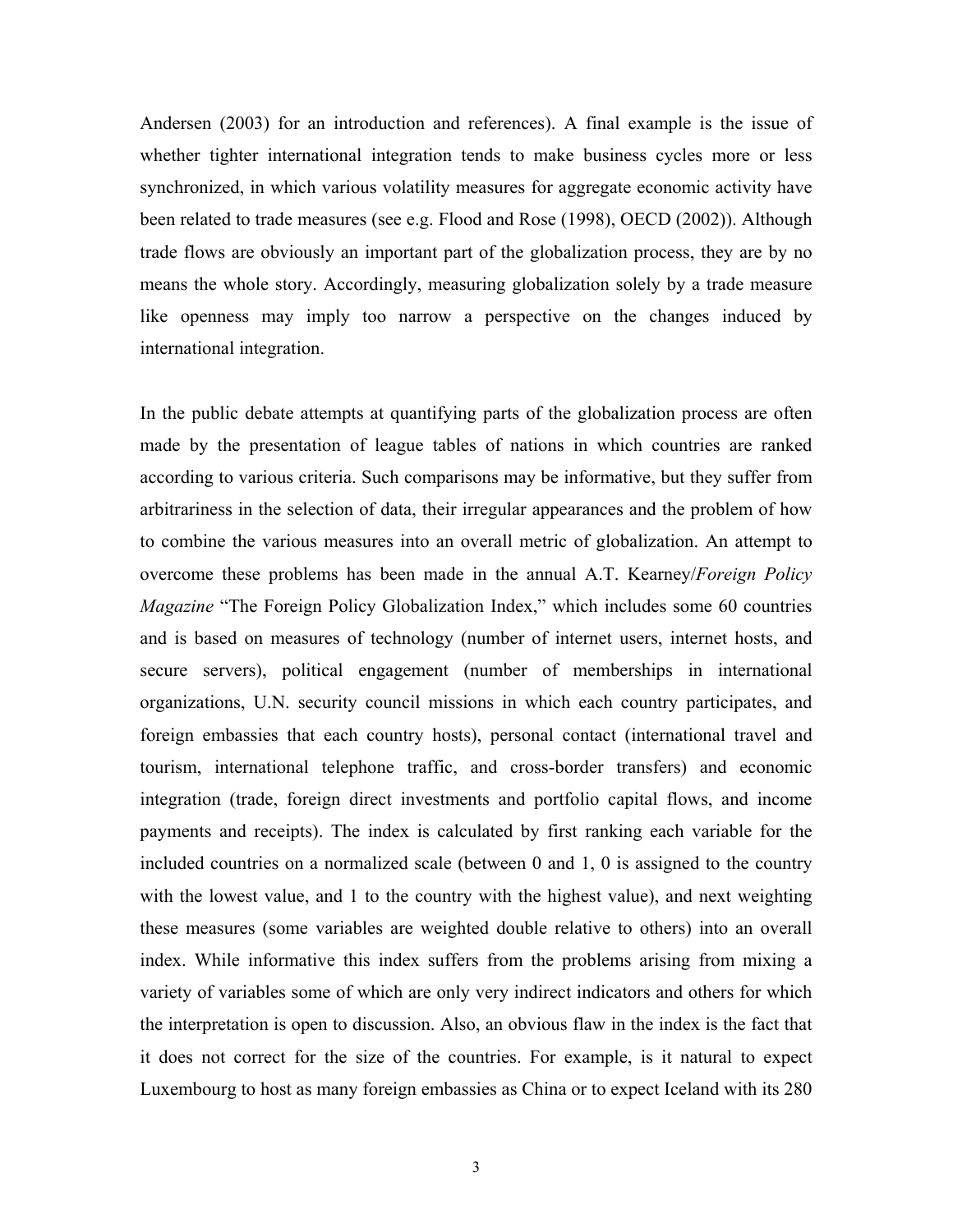Andersen (2003) for an introduction and references). A final example is the issue of whether tighter international integration tends to make business cycles more or less synchronized, in which various volatility measures for aggregate economic activity have been related to trade measures (see e.g. Flood and Rose (1998), OECD (2002)). Although trade flows are obviously an important part of the globalization process, they are by no means the whole story. Accordingly, measuring globalization solely by a trade measure like openness may imply too narrow a perspective on the changes induced by international integration.

In the public debate attempts at quantifying parts of the globalization process are often made by the presentation of league tables of nations in which countries are ranked according to various criteria. Such comparisons may be informative, but they suffer from arbitrariness in the selection of data, their irregular appearances and the problem of how to combine the various measures into an overall metric of globalization. An attempt to overcome these problems has been made in the annual A.T. Kearney/*Foreign Policy Magazine* "The Foreign Policy Globalization Index," which includes some 60 countries and is based on measures of technology (number of internet users, internet hosts, and secure servers), political engagement (number of memberships in international organizations, U.N. security council missions in which each country participates, and foreign embassies that each country hosts), personal contact (international travel and tourism, international telephone traffic, and cross-border transfers) and economic integration (trade, foreign direct investments and portfolio capital flows, and income payments and receipts). The index is calculated by first ranking each variable for the included countries on a normalized scale (between 0 and 1, 0 is assigned to the country with the lowest value, and 1 to the country with the highest value), and next weighting these measures (some variables are weighted double relative to others) into an overall index. While informative this index suffers from the problems arising from mixing a variety of variables some of which are only very indirect indicators and others for which the interpretation is open to discussion. Also, an obvious flaw in the index is the fact that it does not correct for the size of the countries. For example, is it natural to expect Luxembourg to host as many foreign embassies as China or to expect Iceland with its 280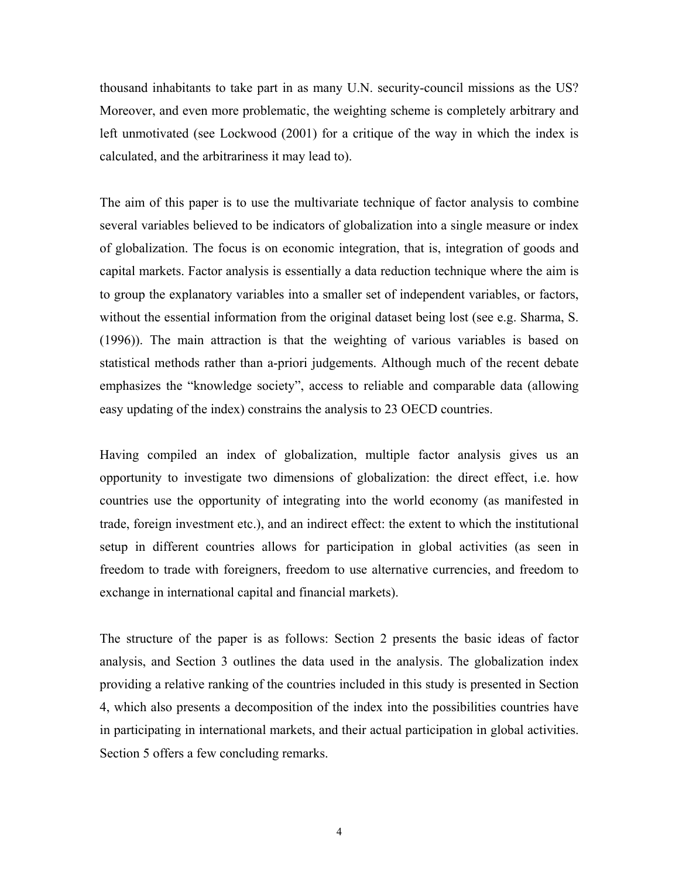thousand inhabitants to take part in as many U.N. security-council missions as the US? Moreover, and even more problematic, the weighting scheme is completely arbitrary and left unmotivated (see Lockwood (2001) for a critique of the way in which the index is calculated, and the arbitrariness it may lead to).

The aim of this paper is to use the multivariate technique of factor analysis to combine several variables believed to be indicators of globalization into a single measure or index of globalization. The focus is on economic integration, that is, integration of goods and capital markets. Factor analysis is essentially a data reduction technique where the aim is to group the explanatory variables into a smaller set of independent variables, or factors, without the essential information from the original dataset being lost (see e.g. Sharma, S. (1996)). The main attraction is that the weighting of various variables is based on statistical methods rather than a-priori judgements. Although much of the recent debate emphasizes the "knowledge society", access to reliable and comparable data (allowing easy updating of the index) constrains the analysis to 23 OECD countries.

Having compiled an index of globalization, multiple factor analysis gives us an opportunity to investigate two dimensions of globalization: the direct effect, i.e. how countries use the opportunity of integrating into the world economy (as manifested in trade, foreign investment etc.), and an indirect effect: the extent to which the institutional setup in different countries allows for participation in global activities (as seen in freedom to trade with foreigners, freedom to use alternative currencies, and freedom to exchange in international capital and financial markets).

The structure of the paper is as follows: Section 2 presents the basic ideas of factor analysis, and Section 3 outlines the data used in the analysis. The globalization index providing a relative ranking of the countries included in this study is presented in Section 4, which also presents a decomposition of the index into the possibilities countries have in participating in international markets, and their actual participation in global activities. Section 5 offers a few concluding remarks.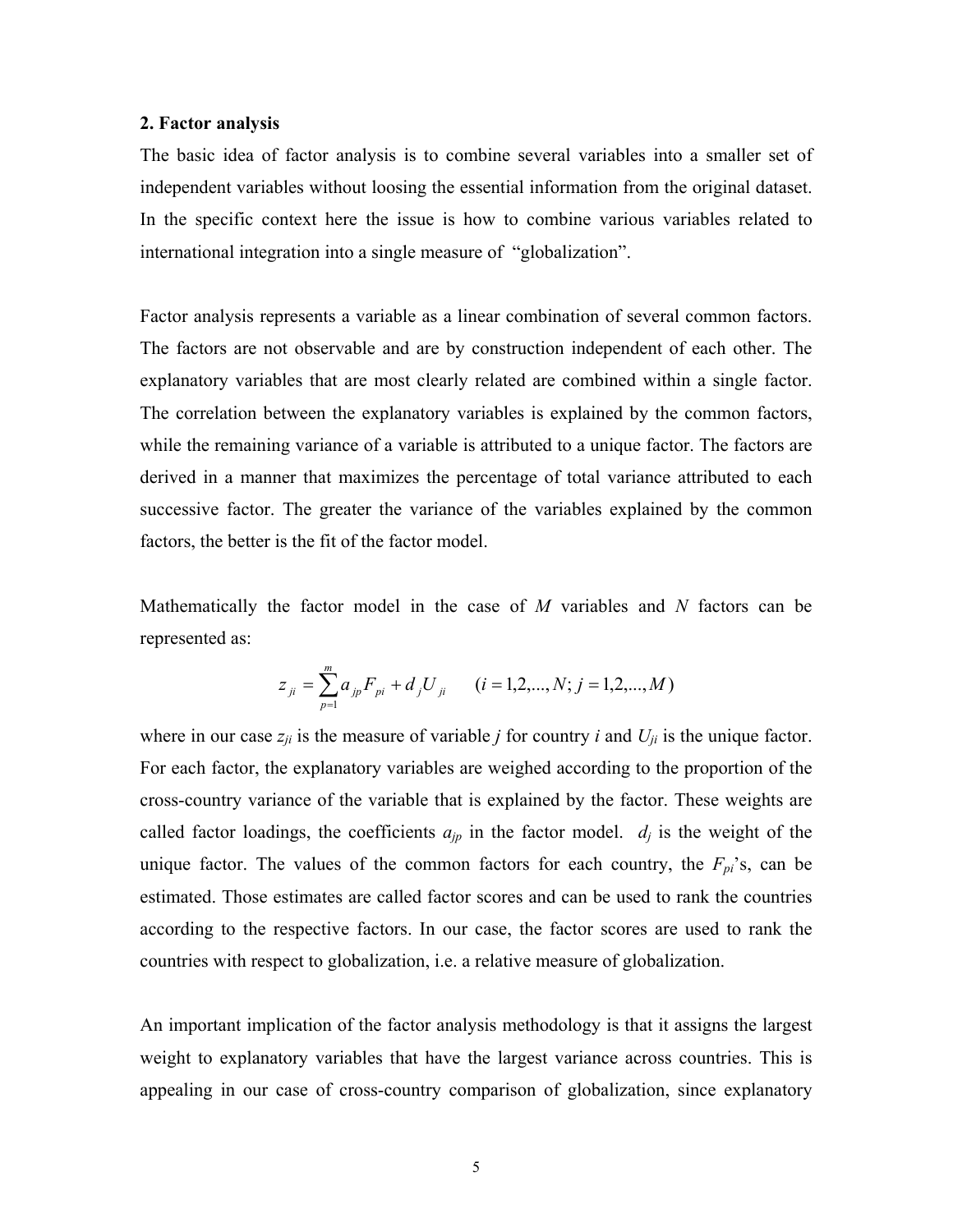## 2. Factor analysis

The basic idea of factor analysis is to combine several variables into a smaller set of independent variables without loosing the essential information from the original dataset. In the specific context here the issue is how to combine various variables related to international integration into a single measure of "globalization".

Factor analysis represents a variable as a linear combination of several common factors. The factors are not observable and are by construction independent of each other. The explanatory variables that are most clearly related are combined within a single factor. The correlation between the explanatory variables is explained by the common factors, while the remaining variance of a variable is attributed to a unique factor. The factors are derived in a manner that maximizes the percentage of total variance attributed to each successive factor. The greater the variance of the variables explained by the common factors, the better is the fit of the factor model.

Mathematically the factor model in the case of *M* variables and *N* factors can be represented as:

$$z_{ji} = \sum_{p=1}^{m} a_{jp} F_{pi} + d_j U_{ji} \qquad (i = 1,2,...,N;\ j = 1,2,...,M)$$

where in our case $z_{ji}$ is the measure of variable *j* for country *i* and $U_{ji}$ is the unique factor. For each factor, the explanatory variables are weighed according to the proportion of the cross-country variance of the variable that is explained by the factor. These weights are called factor loadings, the coefficients $a_{jp}$ in the factor model. $d_j$ is the weight of the unique factor. The values of the common factors for each country, the $F_{pi}$'s, can be estimated. Those estimates are called factor scores and can be used to rank the countries according to the respective factors. In our case, the factor scores are used to rank the countries with respect to globalization, i.e. a relative measure of globalization.

An important implication of the factor analysis methodology is that it assigns the largest weight to explanatory variables that have the largest variance across countries. This is appealing in our case of cross-country comparison of globalization, since explanatory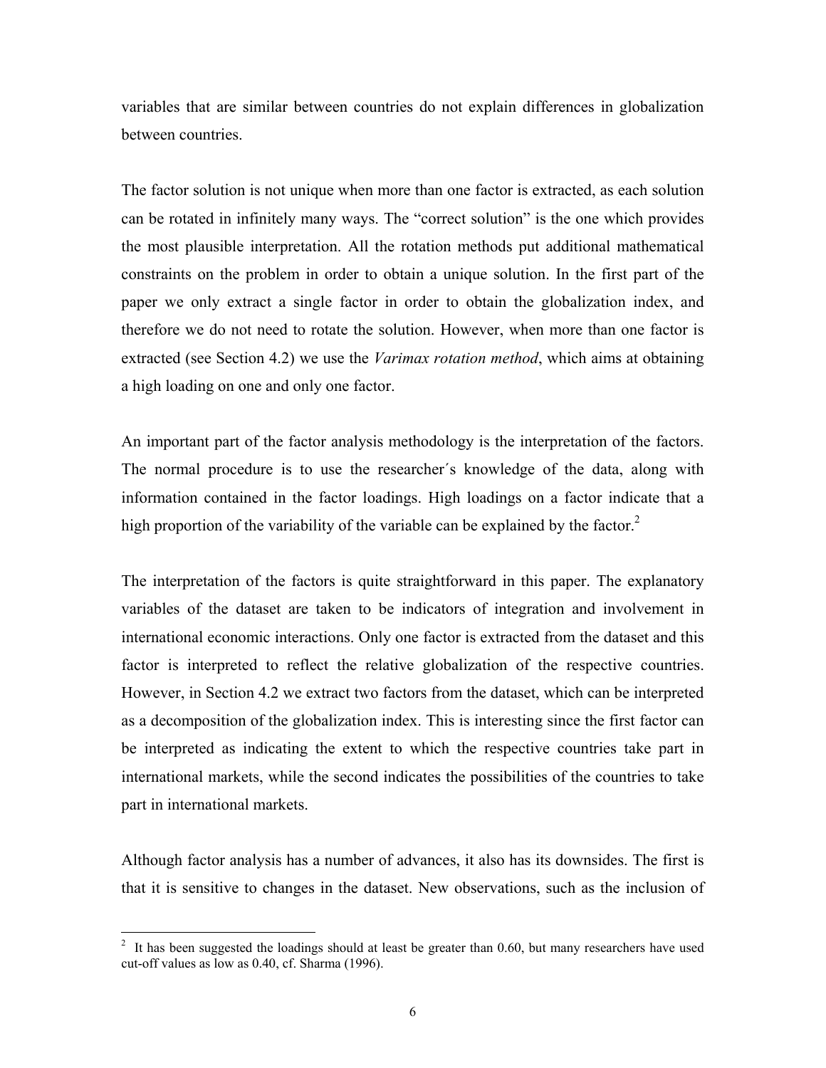variables that are similar between countries do not explain differences in globalization between countries.

The factor solution is not unique when more than one factor is extracted, as each solution can be rotated in infinitely many ways. The "correct solution" is the one which provides the most plausible interpretation. All the rotation methods put additional mathematical constraints on the problem in order to obtain a unique solution. In the first part of the paper we only extract a single factor in order to obtain the globalization index, and therefore we do not need to rotate the solution. However, when more than one factor is extracted (see Section 4.2) we use the *Varimax rotation method*, which aims at obtaining a high loading on one and only one factor.

An important part of the factor analysis methodology is the interpretation of the factors. The normal procedure is to use the researcher´s knowledge of the data, along with information contained in the factor loadings. High loadings on a factor indicate that a high proportion of the variability of the variable can be explained by the factor.[2]

The interpretation of the factors is quite straightforward in this paper. The explanatory variables of the dataset are taken to be indicators of integration and involvement in international economic interactions. Only one factor is extracted from the dataset and this factor is interpreted to reflect the relative globalization of the respective countries. However, in Section 4.2 we extract two factors from the dataset, which can be interpreted as a decomposition of the globalization index. This is interesting since the first factor can be interpreted as indicating the extent to which the respective countries take part in international markets, while the second indicates the possibilities of the countries to take part in international markets.

Although factor analysis has a number of advances, it also has its downsides. The first is that it is sensitive to changes in the dataset. New observations, such as the inclusion of

[2] It has been suggested the loadings should at least be greater than 0.60, but many researchers have used cut-off values as low as 0.40, cf. Sharma (1996).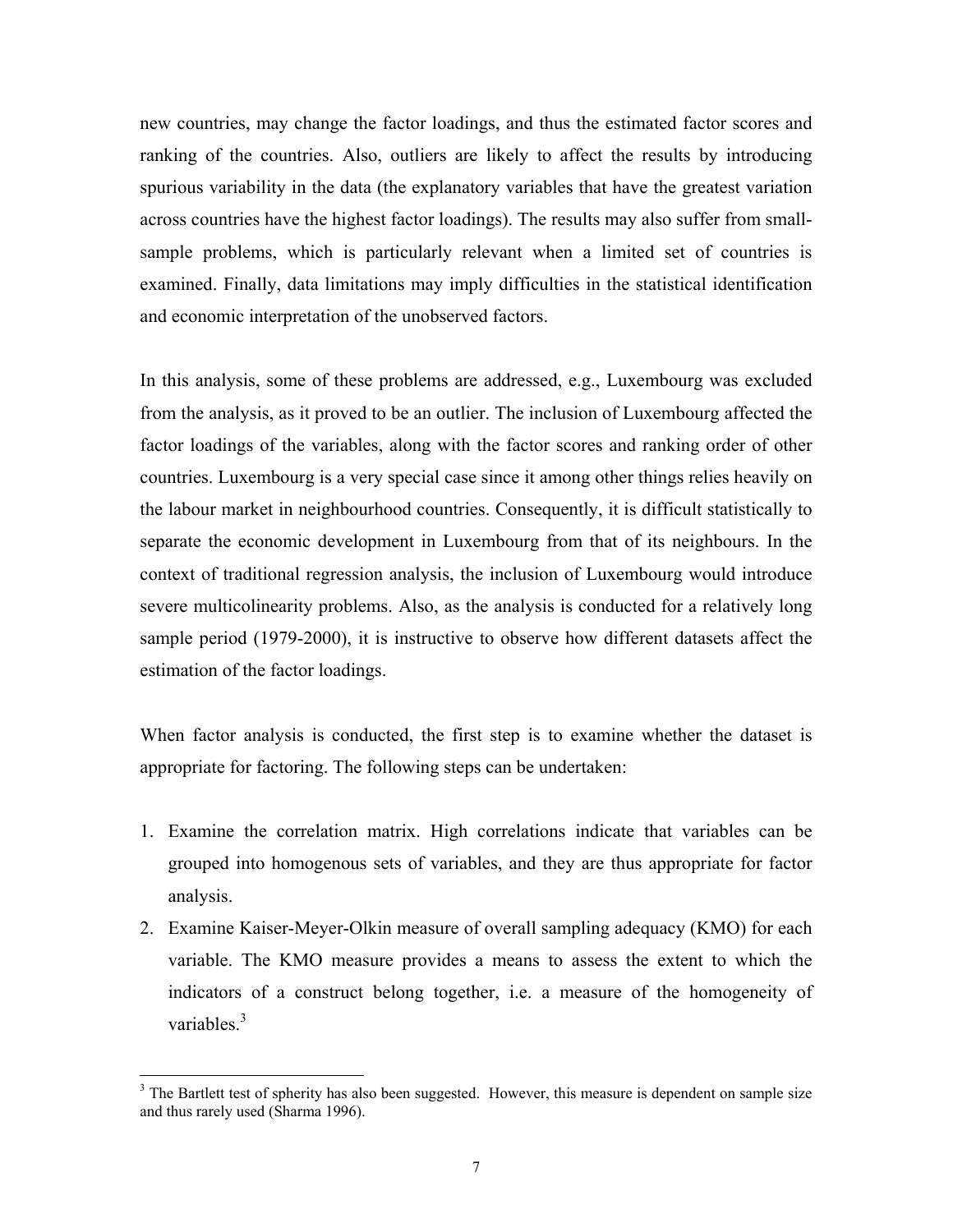new countries, may change the factor loadings, and thus the estimated factor scores and ranking of the countries. Also, outliers are likely to affect the results by introducing spurious variability in the data (the explanatory variables that have the greatest variation across countries have the highest factor loadings). The results may also suffer from small-sample problems, which is particularly relevant when a limited set of countries is examined. Finally, data limitations may imply difficulties in the statistical identification and economic interpretation of the unobserved factors.

In this analysis, some of these problems are addressed, e.g., Luxembourg was excluded from the analysis, as it proved to be an outlier. The inclusion of Luxembourg affected the factor loadings of the variables, along with the factor scores and ranking order of other countries. Luxembourg is a very special case since it among other things relies heavily on the labour market in neighbourhood countries. Consequently, it is difficult statistically to separate the economic development in Luxembourg from that of its neighbours. In the context of traditional regression analysis, the inclusion of Luxembourg would introduce severe multicolinearity problems. Also, as the analysis is conducted for a relatively long sample period (1979-2000), it is instructive to observe how different datasets affect the estimation of the factor loadings.

When factor analysis is conducted, the first step is to examine whether the dataset is appropriate for factoring. The following steps can be undertaken:

1. Examine the correlation matrix. High correlations indicate that variables can be grouped into homogenous sets of variables, and they are thus appropriate for factor analysis.
2. Examine Kaiser-Meyer-Olkin measure of overall sampling adequacy (KMO) for each variable. The KMO measure provides a means to assess the extent to which the indicators of a construct belong together, i.e. a measure of the homogeneity of variables.[3]

[3] The Bartlett test of spherity has also been suggested. However, this measure is dependent on sample size and thus rarely used (Sharma 1996).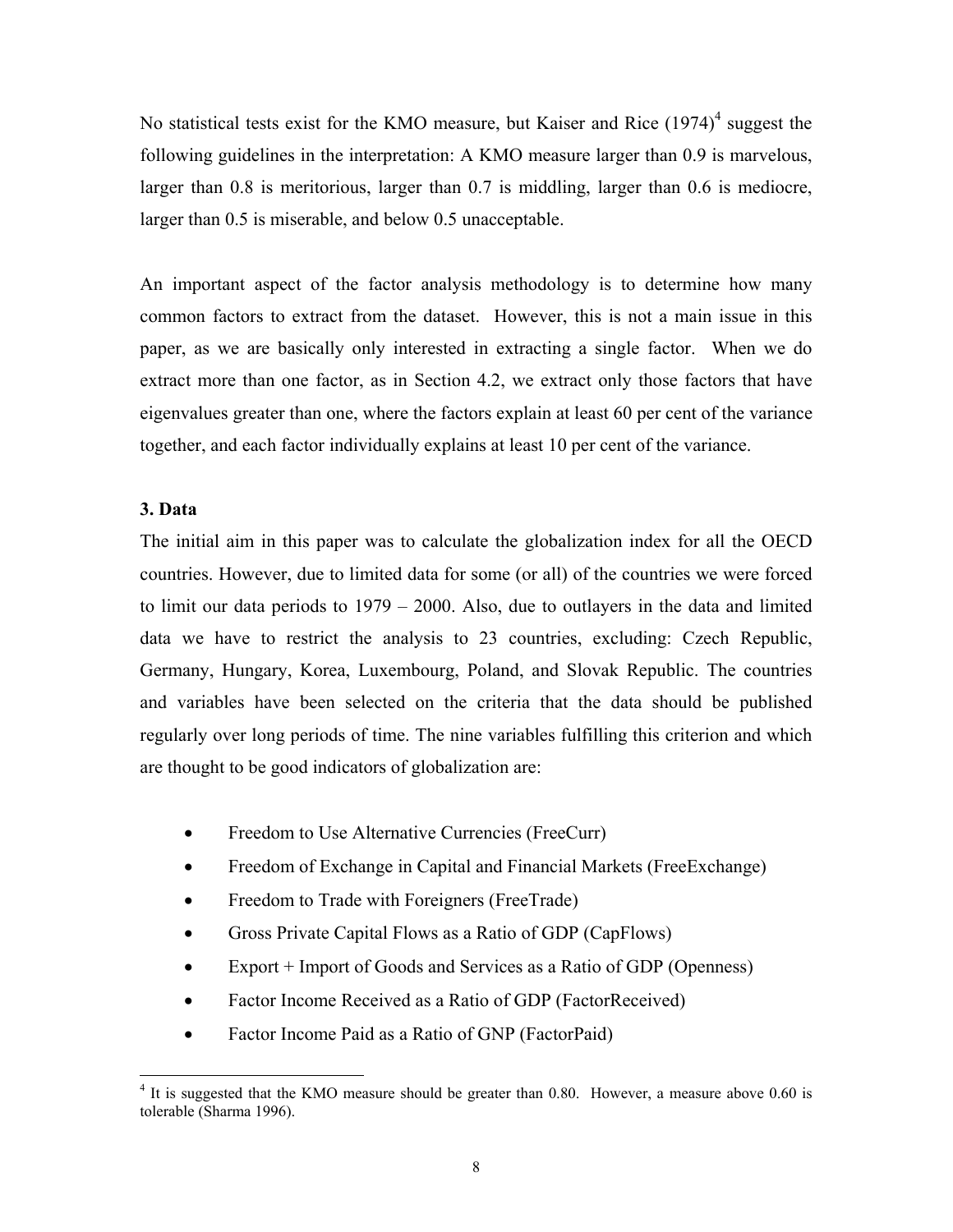No statistical tests exist for the KMO measure, but Kaiser and Rice (1974)[4] suggest the following guidelines in the interpretation: A KMO measure larger than 0.9 is marvelous, larger than 0.8 is meritorious, larger than 0.7 is middling, larger than 0.6 is mediocre, larger than 0.5 is miserable, and below 0.5 unacceptable.

An important aspect of the factor analysis methodology is to determine how many common factors to extract from the dataset. However, this is not a main issue in this paper, as we are basically only interested in extracting a single factor. When we do extract more than one factor, as in Section 4.2, we extract only those factors that have eigenvalues greater than one, where the factors explain at least 60 per cent of the variance together, and each factor individually explains at least 10 per cent of the variance.

### 3. Data

The initial aim in this paper was to calculate the globalization index for all the OECD countries. However, due to limited data for some (or all) of the countries we were forced to limit our data periods to 1979 – 2000. Also, due to outlayers in the data and limited data we have to restrict the analysis to 23 countries, excluding: Czech Republic, Germany, Hungary, Korea, Luxembourg, Poland, and Slovak Republic. The countries and variables have been selected on the criteria that the data should be published regularly over long periods of time. The nine variables fulfilling this criterion and which are thought to be good indicators of globalization are:

- Freedom to Use Alternative Currencies (FreeCurr)
- Freedom of Exchange in Capital and Financial Markets (FreeExchange)
- Freedom to Trade with Foreigners (FreeTrade)
- Gross Private Capital Flows as a Ratio of GDP (CapFlows)
- Export + Import of Goods and Services as a Ratio of GDP (Openness)
- Factor Income Received as a Ratio of GDP (FactorReceived)
- Factor Income Paid as a Ratio of GNP (FactorPaid)

[4] It is suggested that the KMO measure should be greater than 0.80. However, a measure above 0.60 is tolerable (Sharma 1996).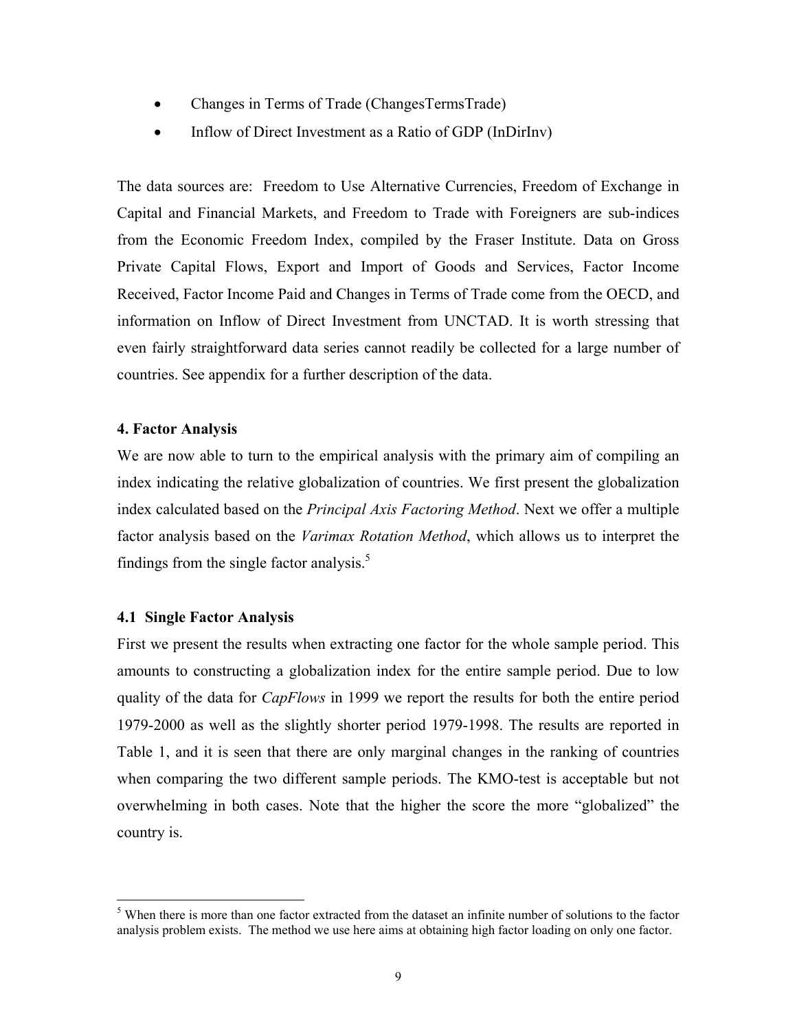- Changes in Terms of Trade (ChangesTermsTrade)
- Inflow of Direct Investment as a Ratio of GDP (InDirInv)

The data sources are: Freedom to Use Alternative Currencies, Freedom of Exchange in Capital and Financial Markets, and Freedom to Trade with Foreigners are sub-indices from the Economic Freedom Index, compiled by the Fraser Institute. Data on Gross Private Capital Flows, Export and Import of Goods and Services, Factor Income Received, Factor Income Paid and Changes in Terms of Trade come from the OECD, and information on Inflow of Direct Investment from UNCTAD. It is worth stressing that even fairly straightforward data series cannot readily be collected for a large number of countries. See appendix for a further description of the data.

### 4. Factor Analysis

We are now able to turn to the empirical analysis with the primary aim of compiling an index indicating the relative globalization of countries. We first present the globalization index calculated based on the *Principal Axis Factoring Method*. Next we offer a multiple factor analysis based on the *Varimax Rotation Method*, which allows us to interpret the findings from the single factor analysis.[5]

#### 4.1 Single Factor Analysis

First we present the results when extracting one factor for the whole sample period. This amounts to constructing a globalization index for the entire sample period. Due to low quality of the data for *CapFlows* in 1999 we report the results for both the entire period 1979-2000 as well as the slightly shorter period 1979-1998. The results are reported in Table 1, and it is seen that there are only marginal changes in the ranking of countries when comparing the two different sample periods. The KMO-test is acceptable but not overwhelming in both cases. Note that the higher the score the more "globalized" the country is.

[5] When there is more than one factor extracted from the dataset an infinite number of solutions to the factor analysis problem exists. The method we use here aims at obtaining high factor loading on only one factor.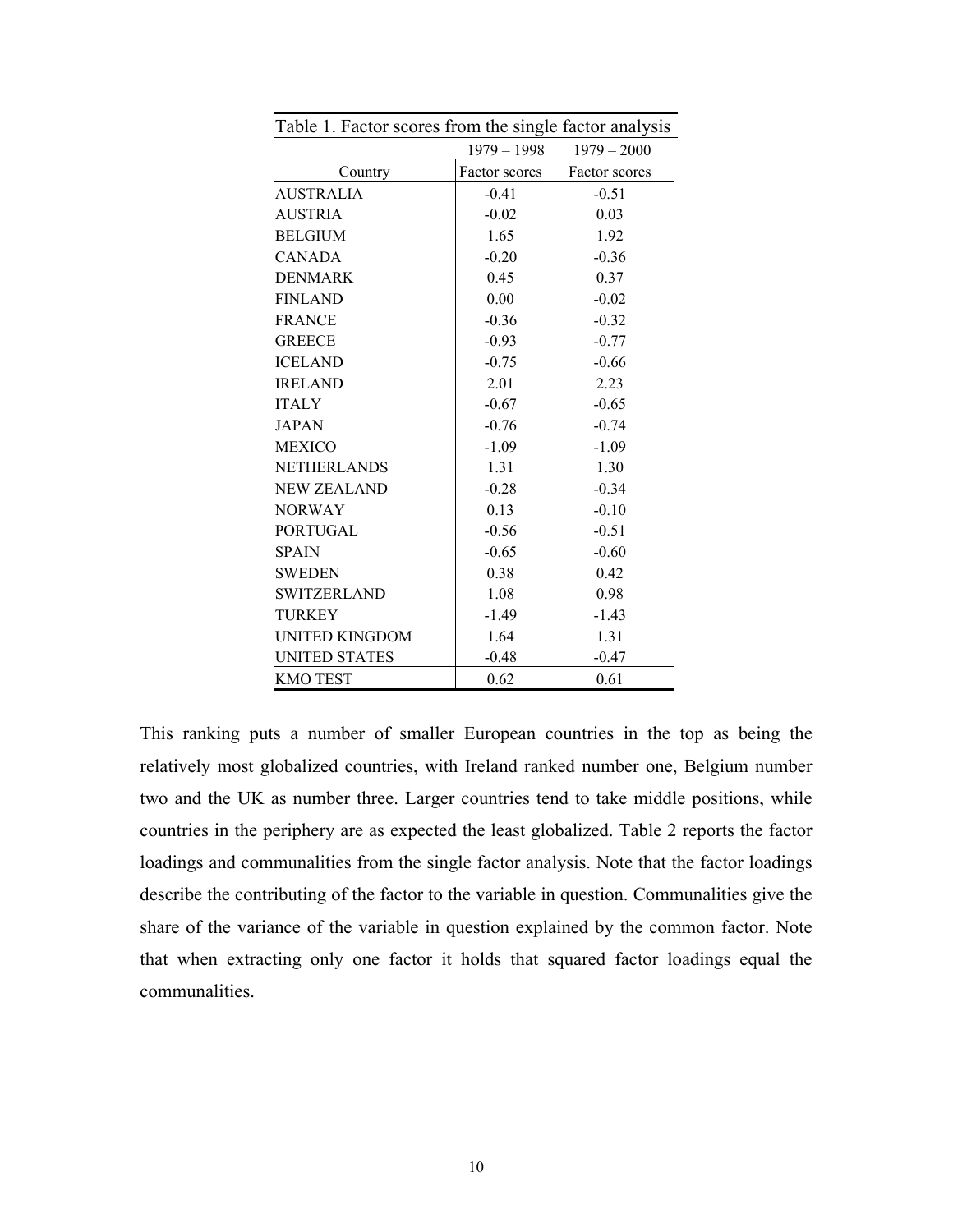Table 1. Factor scores from the single factor analysis

| | 1979 – 1998 | 1979 – 2000 |
|---|---|---|
| Country | Factor scores | Factor scores |
| AUSTRALIA | -0.41 | -0.51 |
| AUSTRIA | -0.02 | 0.03 |
| BELGIUM | 1.65 | 1.92 |
| CANADA | -0.20 | -0.36 |
| DENMARK | 0.45 | 0.37 |
| FINLAND | 0.00 | -0.02 |
| FRANCE | -0.36 | -0.32 |
| GREECE | -0.93 | -0.77 |
| ICELAND | -0.75 | -0.66 |
| IRELAND | 2.01 | 2.23 |
| ITALY | -0.67 | -0.65 |
| JAPAN | -0.76 | -0.74 |
| MEXICO | -1.09 | -1.09 |
| NETHERLANDS | 1.31 | 1.30 |
| NEW ZEALAND | -0.28 | -0.34 |
| NORWAY | 0.13 | -0.10 |
| PORTUGAL | -0.56 | -0.51 |
| SPAIN | -0.65 | -0.60 |
| SWEDEN | 0.38 | 0.42 |
| SWITZERLAND | 1.08 | 0.98 |
| TURKEY | -1.49 | -1.43 |
| UNITED KINGDOM | 1.64 | 1.31 |
| UNITED STATES | -0.48 | -0.47 |
| KMO TEST | 0.62 | 0.61 |

This ranking puts a number of smaller European countries in the top as being the relatively most globalized countries, with Ireland ranked number one, Belgium number two and the UK as number three. Larger countries tend to take middle positions, while countries in the periphery are as expected the least globalized. Table 2 reports the factor loadings and communalities from the single factor analysis. Note that the factor loadings describe the contributing of the factor to the variable in question. Communalities give the share of the variance of the variable in question explained by the common factor. Note that when extracting only one factor it holds that squared factor loadings equal the communalities.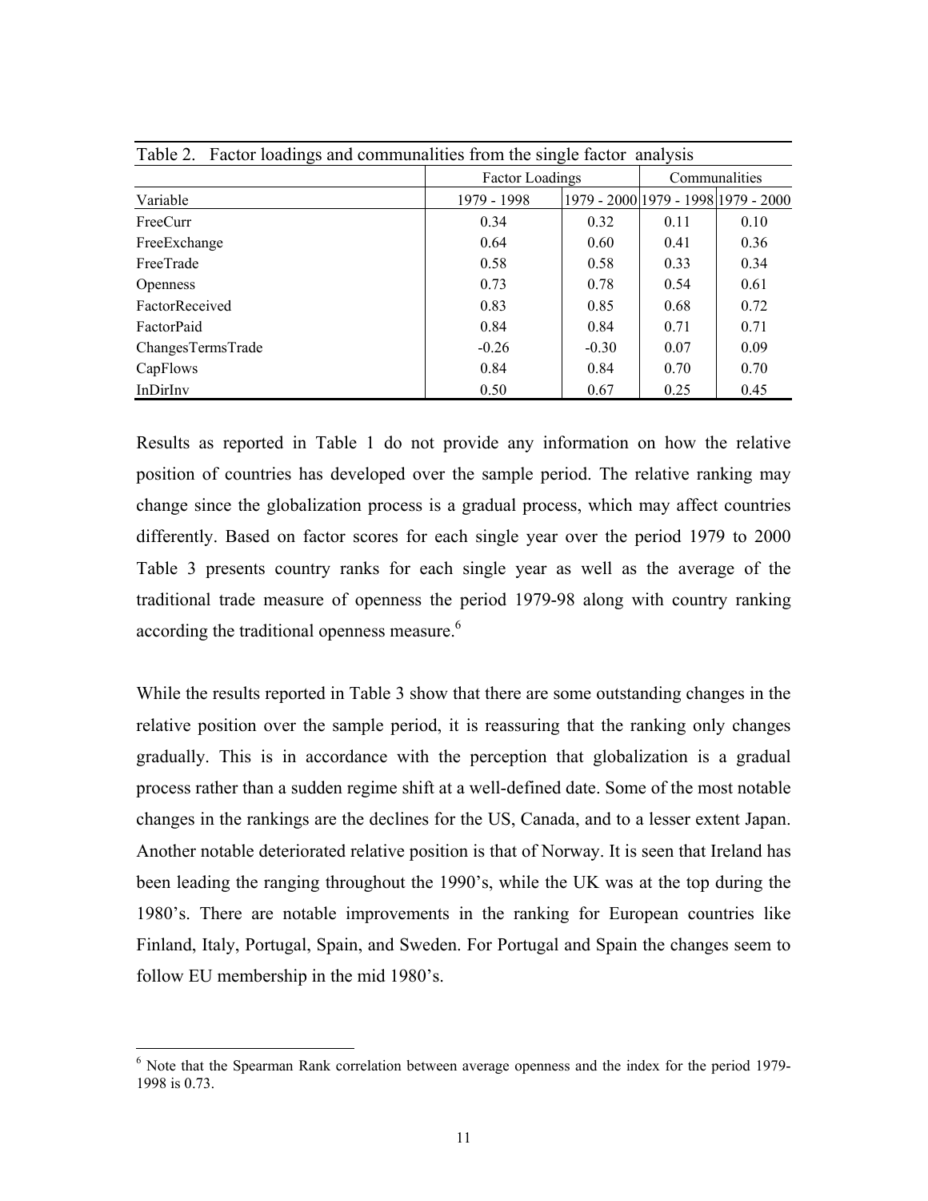Table 2. Factor loadings and communalities from the single factor analysis

| Variable | Factor Loadings | | Communalities | |
|---|---|---|---|---|
| | 1979 - 1998 | 1979 - 2000 | 1979 - 1998 | 1979 - 2000 |
| FreeCurr | 0.34 | 0.32 | 0.11 | 0.10 |
| FreeExchange | 0.64 | 0.60 | 0.41 | 0.36 |
| FreeTrade | 0.58 | 0.58 | 0.33 | 0.34 |
| Openness | 0.73 | 0.78 | 0.54 | 0.61 |
| FactorReceived | 0.83 | 0.85 | 0.68 | 0.72 |
| FactorPaid | 0.84 | 0.84 | 0.71 | 0.71 |
| ChangesTermsTrade | -0.26 | -0.30 | 0.07 | 0.09 |
| CapFlows | 0.84 | 0.84 | 0.70 | 0.70 |
| InDirInv | 0.50 | 0.67 | 0.25 | 0.45 |

Results as reported in Table 1 do not provide any information on how the relative position of countries has developed over the sample period. The relative ranking may change since the globalization process is a gradual process, which may affect countries differently. Based on factor scores for each single year over the period 1979 to 2000 Table 3 presents country ranks for each single year as well as the average of the traditional trade measure of openness the period 1979-98 along with country ranking according the traditional openness measure.[6]

While the results reported in Table 3 show that there are some outstanding changes in the relative position over the sample period, it is reassuring that the ranking only changes gradually. This is in accordance with the perception that globalization is a gradual process rather than a sudden regime shift at a well-defined date. Some of the most notable changes in the rankings are the declines for the US, Canada, and to a lesser extent Japan. Another notable deteriorated relative position is that of Norway. It is seen that Ireland has been leading the ranging throughout the 1990's, while the UK was at the top during the 1980's. There are notable improvements in the ranking for European countries like Finland, Italy, Portugal, Spain, and Sweden. For Portugal and Spain the changes seem to follow EU membership in the mid 1980's.

[6] Note that the Spearman Rank correlation between average openness and the index for the period 1979-1998 is 0.73.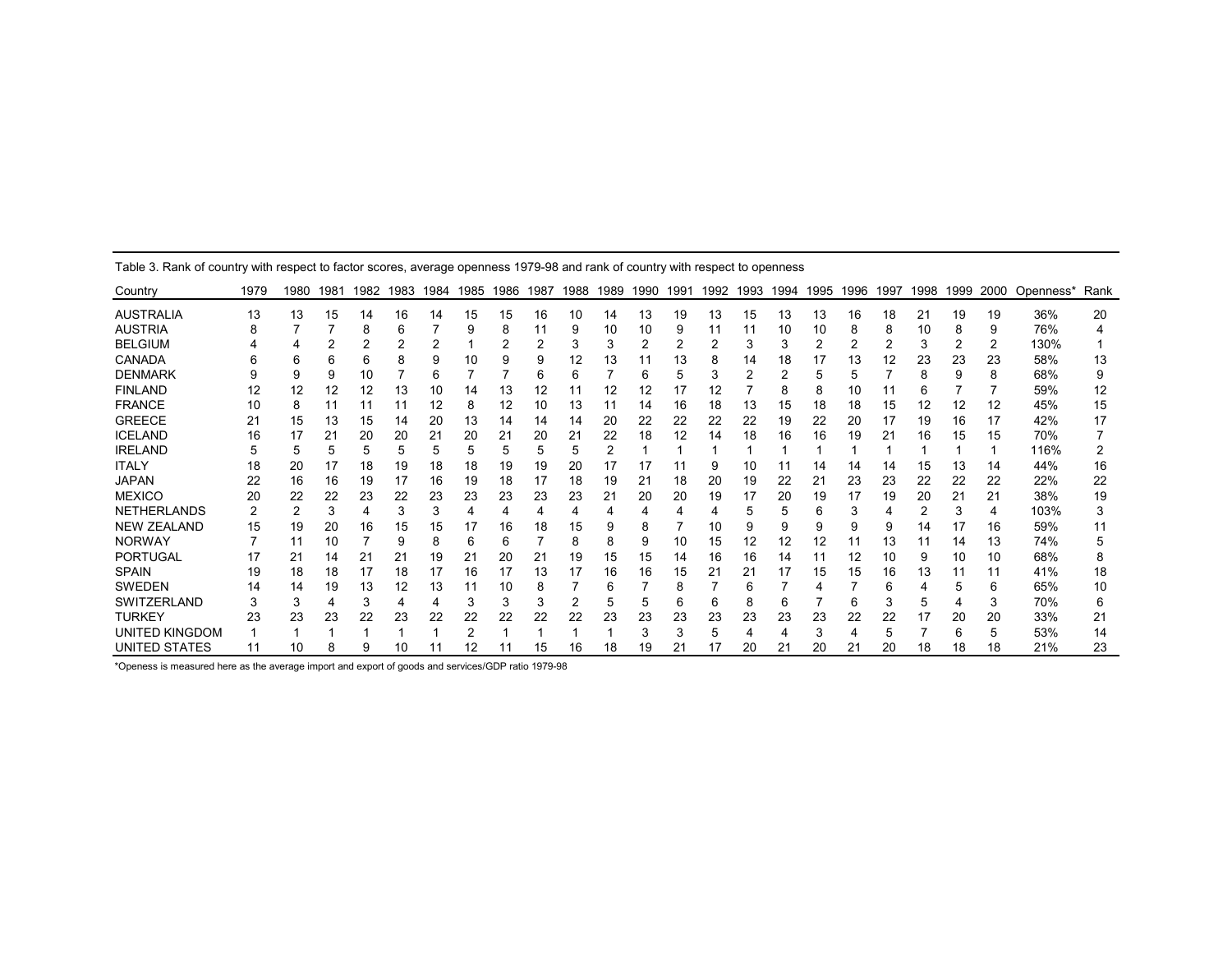Table 3. Rank of country with respect to factor scores, average openness 1979-98 and rank of country with respect to openness

| Country | 1979 | 1980 | 1981 | 1982 | 1983 | 1984 | 1985 | 1986 | 1987 | 1988 | 1989 | 1990 | 1991 | 1992 | 1993 | 1994 | 1995 | 1996 | 1997 | 1998 | 1999 | 2000 | Openness* | Rank |
|---|---|---|---|---|---|---|---|---|---|---|---|---|---|---|---|---|---|---|---|---|---|---|---|---|
| AUSTRALIA | 13 | 13 | 15 | 14 | 16 | 14 | 15 | 15 | 16 | 10 | 14 | 13 | 19 | 13 | 15 | 13 | 13 | 16 | 18 | 21 | 19 | 19 | 36% | 20 |
| AUSTRIA | 8 | 7 | 7 | 8 | 6 | 7 | 9 | 8 | 11 | 9 | 10 | 10 | 9 | 11 | 11 | 10 | 10 | 8 | 8 | 10 | 8 | 9 | 76% | 4 |
| BELGIUM | 4 | 4 | 2 | 2 | 2 | 2 | 1 | 2 | 2 | 3 | 3 | 2 | 2 | 2 | 3 | 3 | 2 | 2 | 2 | 3 | 2 | 2 | 130% | 1 |
| CANADA | 6 | 6 | 6 | 6 | 8 | 9 | 10 | 9 | 9 | 12 | 13 | 11 | 13 | 8 | 14 | 18 | 17 | 13 | 12 | 23 | 23 | 23 | 58% | 13 |
| DENMARK | 9 | 9 | 9 | 10 | 7 | 6 | 7 | 7 | 6 | 6 | 7 | 6 | 5 | 3 | 2 | 2 | 5 | 5 | 7 | 8 | 9 | 8 | 68% | 9 |
| FINLAND | 12 | 12 | 12 | 12 | 13 | 10 | 14 | 13 | 12 | 11 | 12 | 12 | 17 | 12 | 7 | 8 | 8 | 10 | 11 | 6 | 7 | 7 | 59% | 12 |
| FRANCE | 10 | 8 | 11 | 11 | 11 | 12 | 8 | 12 | 10 | 13 | 11 | 14 | 16 | 18 | 13 | 15 | 18 | 18 | 15 | 12 | 12 | 12 | 45% | 15 |
| GREECE | 21 | 15 | 13 | 15 | 14 | 20 | 13 | 14 | 14 | 14 | 20 | 22 | 22 | 22 | 22 | 19 | 22 | 20 | 17 | 19 | 16 | 17 | 42% | 17 |
| ICELAND | 16 | 17 | 21 | 20 | 20 | 21 | 20 | 21 | 20 | 21 | 22 | 18 | 12 | 14 | 18 | 16 | 16 | 19 | 21 | 16 | 15 | 15 | 70% | 7 |
| IRELAND | 5 | 5 | 5 | 5 | 5 | 5 | 5 | 5 | 5 | 5 | 2 | 1 | 1 | 1 | 1 | 1 | 1 | 1 | 1 | 1 | 1 | 1 | 116% | 2 |
| ITALY | 18 | 20 | 17 | 18 | 19 | 18 | 18 | 19 | 19 | 20 | 17 | 17 | 11 | 9 | 10 | 11 | 14 | 14 | 14 | 15 | 13 | 14 | 44% | 16 |
| JAPAN | 22 | 16 | 16 | 19 | 17 | 16 | 19 | 18 | 17 | 18 | 19 | 21 | 18 | 20 | 19 | 22 | 21 | 23 | 23 | 22 | 22 | 22 | 22% | 22 |
| MEXICO | 20 | 22 | 22 | 23 | 22 | 23 | 23 | 23 | 23 | 23 | 21 | 20 | 20 | 19 | 17 | 20 | 19 | 17 | 19 | 20 | 21 | 21 | 38% | 19 |
| NETHERLANDS | 2 | 2 | 3 | 4 | 3 | 3 | 4 | 4 | 4 | 4 | 4 | 4 | 4 | 4 | 5 | 5 | 6 | 3 | 4 | 2 | 3 | 4 | 103% | 3 |
| NEW ZEALAND | 15 | 19 | 20 | 16 | 15 | 15 | 17 | 16 | 18 | 15 | 9 | 8 | 7 | 10 | 9 | 9 | 9 | 9 | 9 | 14 | 17 | 16 | 59% | 11 |
| NORWAY | 7 | 11 | 10 | 7 | 9 | 8 | 6 | 6 | 7 | 8 | 8 | 9 | 10 | 15 | 12 | 12 | 12 | 11 | 13 | 11 | 14 | 13 | 74% | 5 |
| PORTUGAL | 17 | 21 | 14 | 21 | 21 | 19 | 21 | 20 | 21 | 19 | 15 | 15 | 14 | 16 | 16 | 14 | 11 | 12 | 10 | 9 | 10 | 10 | 68% | 8 |
| SPAIN | 19 | 18 | 18 | 17 | 18 | 17 | 16 | 17 | 13 | 17 | 16 | 16 | 15 | 21 | 21 | 17 | 15 | 15 | 16 | 13 | 11 | 11 | 41% | 18 |
| SWEDEN | 14 | 14 | 19 | 13 | 12 | 13 | 11 | 10 | 8 | 7 | 6 | 7 | 8 | 7 | 6 | 7 | 4 | 7 | 6 | 4 | 5 | 6 | 65% | 10 |
| SWITZERLAND | 3 | 3 | 4 | 3 | 4 | 4 | 3 | 3 | 3 | 2 | 5 | 5 | 6 | 6 | 8 | 6 | 7 | 6 | 3 | 5 | 4 | 3 | 70% | 6 |
| TURKEY | 23 | 23 | 23 | 22 | 23 | 22 | 22 | 22 | 22 | 22 | 23 | 23 | 23 | 23 | 23 | 23 | 23 | 22 | 22 | 17 | 20 | 20 | 33% | 21 |
| UNITED KINGDOM | 1 | 1 | 1 | 1 | 1 | 1 | 2 | 1 | 1 | 1 | 1 | 3 | 3 | 5 | 4 | 4 | 3 | 4 | 5 | 7 | 6 | 5 | 53% | 14 |
| UNITED STATES | 11 | 10 | 8 | 9 | 10 | 11 | 12 | 11 | 15 | 16 | 18 | 19 | 21 | 17 | 20 | 21 | 20 | 21 | 20 | 18 | 18 | 18 | 21% | 23 |

*Openess is measured here as the average import and export of goods and services/GDP ratio 1979-98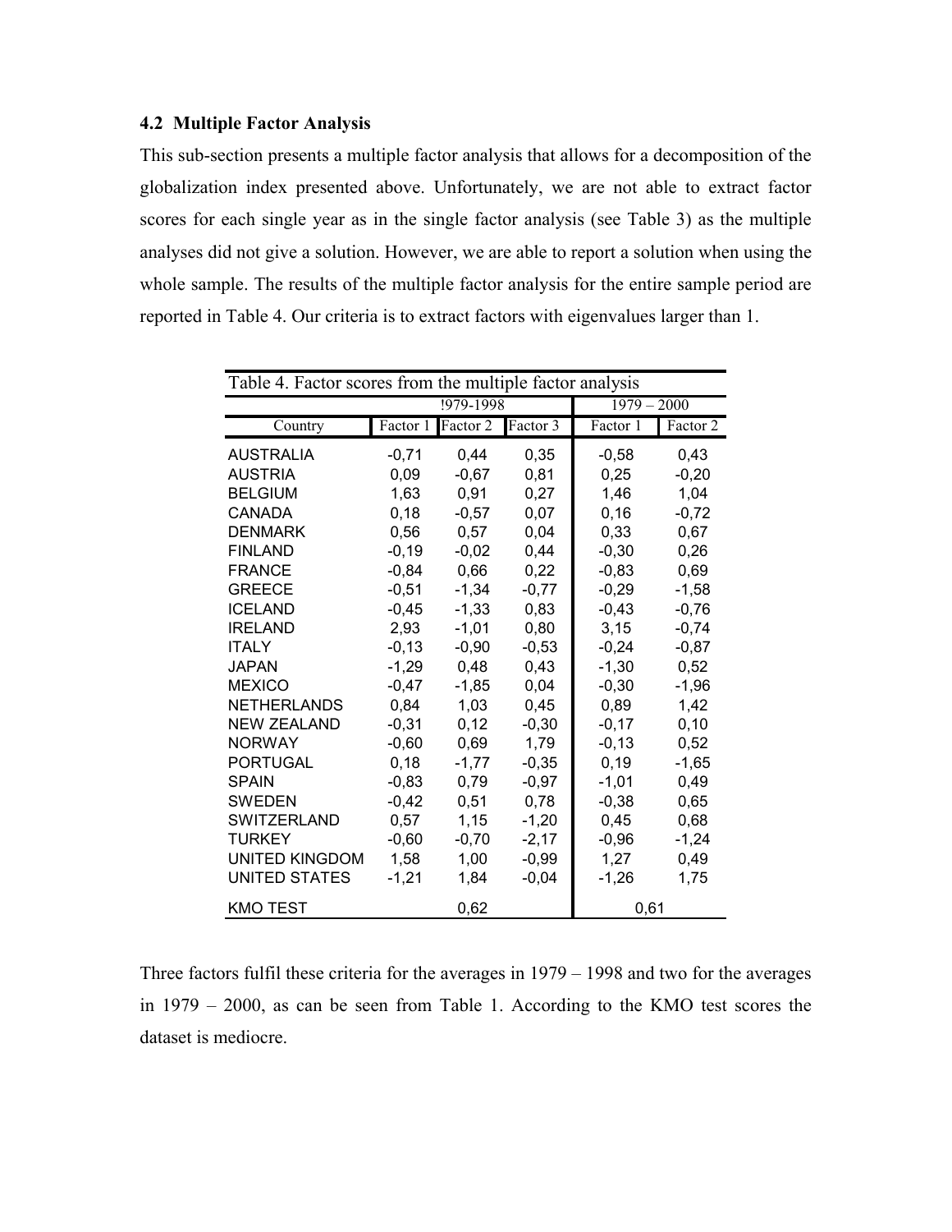### 4.2 Multiple Factor Analysis

This sub-section presents a multiple factor analysis that allows for a decomposition of the globalization index presented above. Unfortunately, we are not able to extract factor scores for each single year as in the single factor analysis (see Table 3) as the multiple analyses did not give a solution. However, we are able to report a solution when using the whole sample. The results of the multiple factor analysis for the entire sample period are reported in Table 4. Our criteria is to extract factors with eigenvalues larger than 1.

Table 4. Factor scores from the multiple factor analysis

| | !979-1998 | | | 1979 – 2000 | |
|---|---|---|---|---|---|
| Country | Factor 1 | Factor 2 | Factor 3 | Factor 1 | Factor 2 |
| AUSTRALIA | -0,71 | 0,44 | 0,35 | -0,58 | 0,43 |
| AUSTRIA | 0,09 | -0,67 | 0,81 | 0,25 | -0,20 |
| BELGIUM | 1,63 | 0,91 | 0,27 | 1,46 | 1,04 |
| CANADA | 0,18 | -0,57 | 0,07 | 0,16 | -0,72 |
| DENMARK | 0,56 | 0,57 | 0,04 | 0,33 | 0,67 |
| FINLAND | -0,19 | -0,02 | 0,44 | -0,30 | 0,26 |
| FRANCE | -0,84 | 0,66 | 0,22 | -0,83 | 0,69 |
| GREECE | -0,51 | -1,34 | -0,77 | -0,29 | -1,58 |
| ICELAND | -0,45 | -1,33 | 0,83 | -0,43 | -0,76 |
| IRELAND | 2,93 | -1,01 | 0,80 | 3,15 | -0,74 |
| ITALY | -0,13 | -0,90 | -0,53 | -0,24 | -0,87 |
| JAPAN | -1,29 | 0,48 | 0,43 | -1,30 | 0,52 |
| MEXICO | -0,47 | -1,85 | 0,04 | -0,30 | -1,96 |
| NETHERLANDS | 0,84 | 1,03 | 0,45 | 0,89 | 1,42 |
| NEW ZEALAND | -0,31 | 0,12 | -0,30 | -0,17 | 0,10 |
| NORWAY | -0,60 | 0,69 | 1,79 | -0,13 | 0,52 |
| PORTUGAL | 0,18 | -1,77 | -0,35 | 0,19 | -1,65 |
| SPAIN | -0,83 | 0,79 | -0,97 | -1,01 | 0,49 |
| SWEDEN | -0,42 | 0,51 | 0,78 | -0,38 | 0,65 |
| SWITZERLAND | 0,57 | 1,15 | -1,20 | 0,45 | 0,68 |
| TURKEY | -0,60 | -0,70 | -2,17 | -0,96 | -1,24 |
| UNITED KINGDOM | 1,58 | 1,00 | -0,99 | 1,27 | 0,49 |
| UNITED STATES | -1,21 | 1,84 | -0,04 | -1,26 | 1,75 |
| KMO TEST | | 0,62 | | 0,61 | |

Three factors fulfil these criteria for the averages in 1979 – 1998 and two for the averages in 1979 – 2000, as can be seen from Table 1. According to the KMO test scores the dataset is mediocre.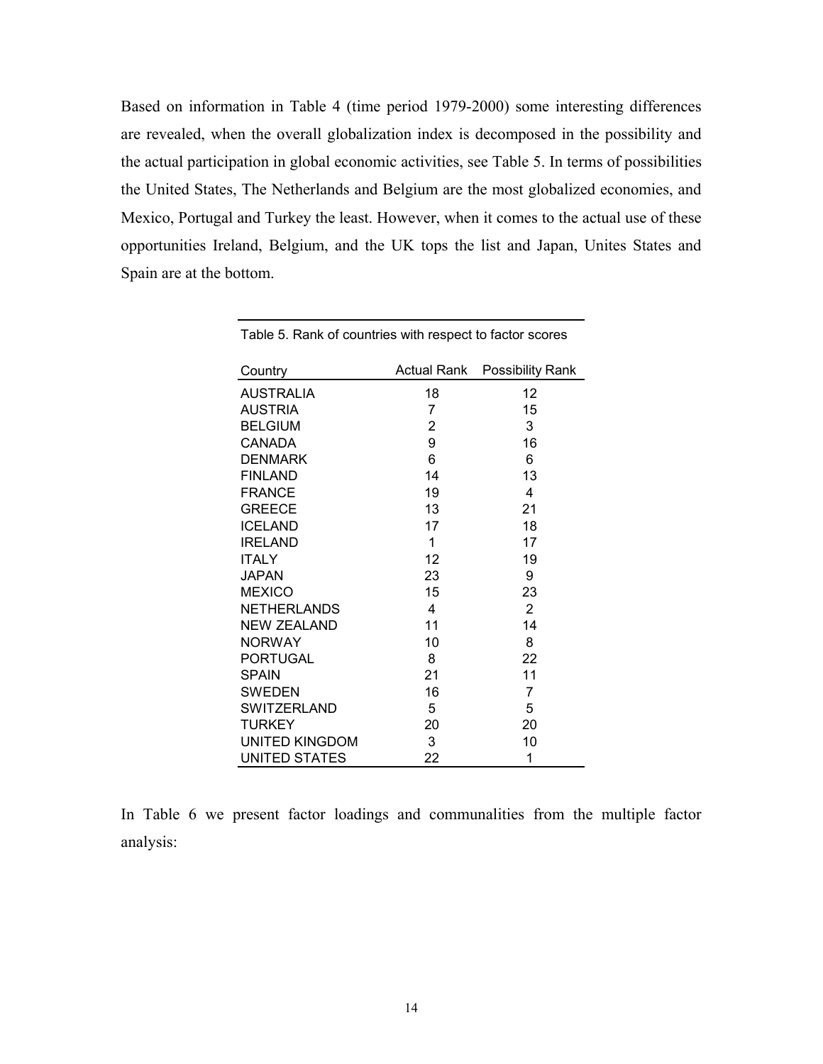Based on information in Table 4 (time period 1979-2000) some interesting differences are revealed, when the overall globalization index is decomposed in the possibility and the actual participation in global economic activities, see Table 5. In terms of possibilities the United States, The Netherlands and Belgium are the most globalized economies, and Mexico, Portugal and Turkey the least. However, when it comes to the actual use of these opportunities Ireland, Belgium, and the UK tops the list and Japan, Unites States and Spain are at the bottom.

Table 5. Rank of countries with respect to factor scores

| Country | Actual Rank | Possibility Rank |
|---|---|---|
| AUSTRALIA | 18 | 12 |
| AUSTRIA | 7 | 15 |
| BELGIUM | 2 | 3 |
| CANADA | 9 | 16 |
| DENMARK | 6 | 6 |
| FINLAND | 14 | 13 |
| FRANCE | 19 | 4 |
| GREECE | 13 | 21 |
| ICELAND | 17 | 18 |
| IRELAND | 1 | 17 |
| ITALY | 12 | 19 |
| JAPAN | 23 | 9 |
| MEXICO | 15 | 23 |
| NETHERLANDS | 4 | 2 |
| NEW ZEALAND | 11 | 14 |
| NORWAY | 10 | 8 |
| PORTUGAL | 8 | 22 |
| SPAIN | 21 | 11 |
| SWEDEN | 16 | 7 |
| SWITZERLAND | 5 | 5 |
| TURKEY | 20 | 20 |
| UNITED KINGDOM | 3 | 10 |
| UNITED STATES | 22 | 1 |

In Table 6 we present factor loadings and communalities from the multiple factor analysis: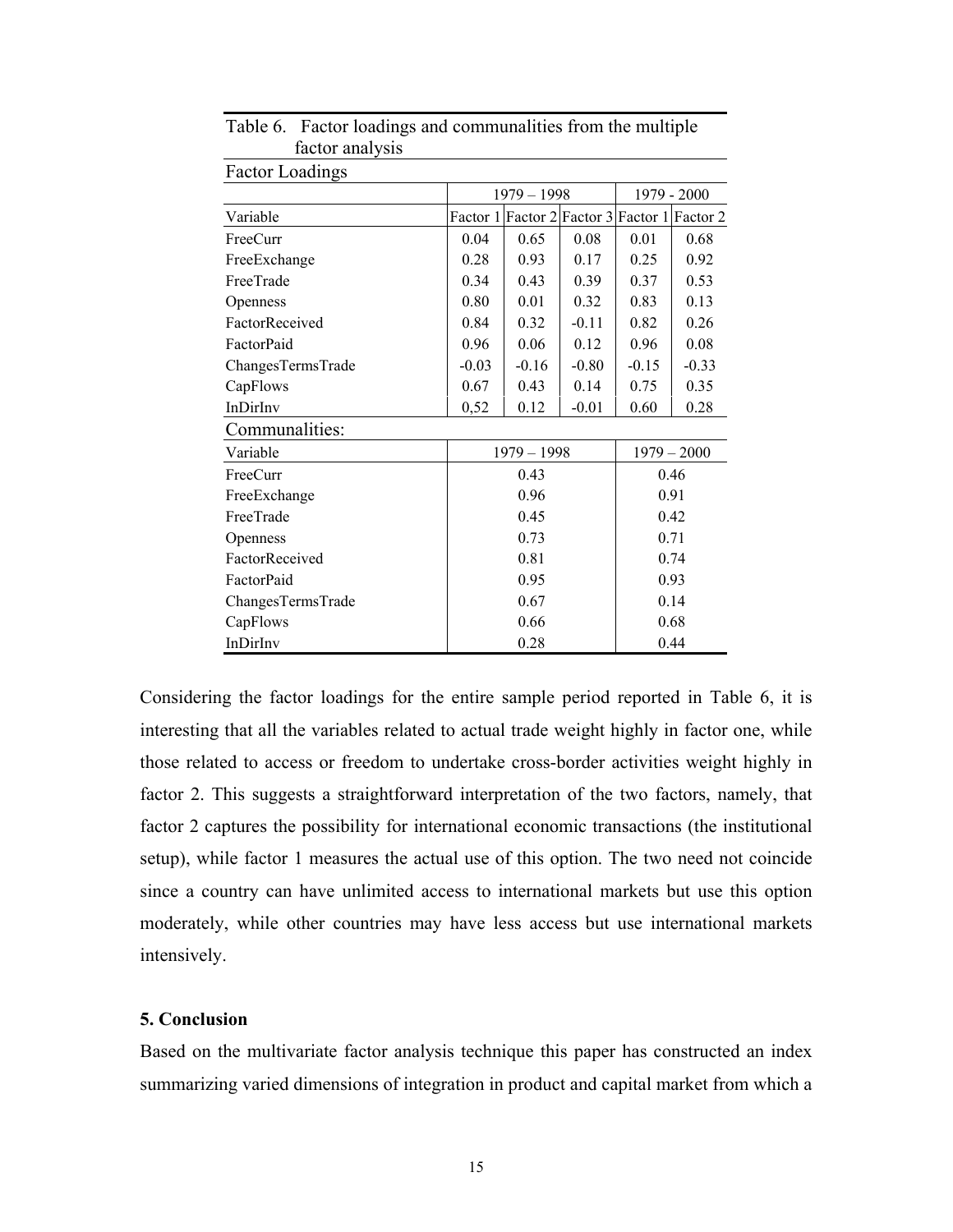Table 6. Factor loadings and communalities from the multiple factor analysis

Factor Loadings

| | 1979 – 1998 | | | 1979 - 2000 | |
|---|---|---|---|---|---|
| Variable | Factor 1 | Factor 2 | Factor 3 | Factor 1 | Factor 2 |
| FreeCurr | 0.04 | 0.65 | 0.08 | 0.01 | 0.68 |
| FreeExchange | 0.28 | 0.93 | 0.17 | 0.25 | 0.92 |
| FreeTrade | 0.34 | 0.43 | 0.39 | 0.37 | 0.53 |
| Openness | 0.80 | 0.01 | 0.32 | 0.83 | 0.13 |
| FactorReceived | 0.84 | 0.32 | -0.11 | 0.82 | 0.26 |
| FactorPaid | 0.96 | 0.06 | 0.12 | 0.96 | 0.08 |
| ChangesTermsTrade | -0.03 | -0.16 | -0.80 | -0.15 | -0.33 |
| CapFlows | 0.67 | 0.43 | 0.14 | 0.75 | 0.35 |
| InDirInv | 0,52 | 0.12 | -0.01 | 0.60 | 0.28 |

Communalities:

| Variable | 1979 – 1998 | 1979 – 2000 |
|---|---|---|
| FreeCurr | 0.43 | 0.46 |
| FreeExchange | 0.96 | 0.91 |
| FreeTrade | 0.45 | 0.42 |
| Openness | 0.73 | 0.71 |
| FactorReceived | 0.81 | 0.74 |
| FactorPaid | 0.95 | 0.93 |
| ChangesTermsTrade | 0.67 | 0.14 |
| CapFlows | 0.66 | 0.68 |
| InDirInv | 0.28 | 0.44 |

Considering the factor loadings for the entire sample period reported in Table 6, it is interesting that all the variables related to actual trade weight highly in factor one, while those related to access or freedom to undertake cross-border activities weight highly in factor 2. This suggests a straightforward interpretation of the two factors, namely, that factor 2 captures the possibility for international economic transactions (the institutional setup), while factor 1 measures the actual use of this option. The two need not coincide since a country can have unlimited access to international markets but use this option moderately, while other countries may have less access but use international markets intensively.

## 5. Conclusion

Based on the multivariate factor analysis technique this paper has constructed an index summarizing varied dimensions of integration in product and capital market from which a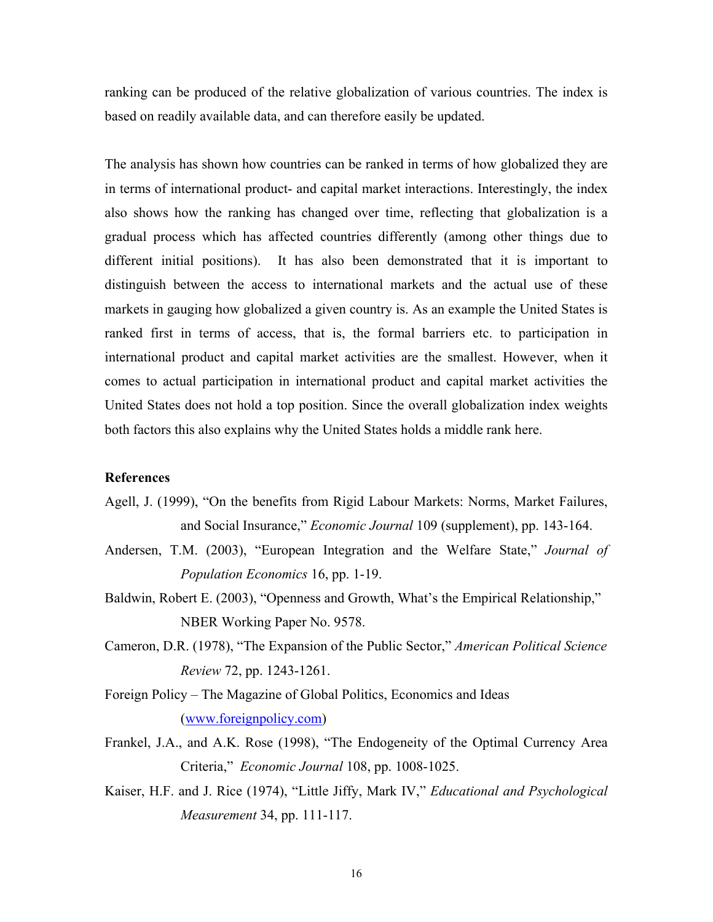ranking can be produced of the relative globalization of various countries. The index is based on readily available data, and can therefore easily be updated.

The analysis has shown how countries can be ranked in terms of how globalized they are in terms of international product- and capital market interactions. Interestingly, the index also shows how the ranking has changed over time, reflecting that globalization is a gradual process which has affected countries differently (among other things due to different initial positions). It has also been demonstrated that it is important to distinguish between the access to international markets and the actual use of these markets in gauging how globalized a given country is. As an example the United States is ranked first in terms of access, that is, the formal barriers etc. to participation in international product and capital market activities are the smallest. However, when it comes to actual participation in international product and capital market activities the United States does not hold a top position. Since the overall globalization index weights both factors this also explains why the United States holds a middle rank here.

### References

Agell, J. (1999), "On the benefits from Rigid Labour Markets: Norms, Market Failures, and Social Insurance," *Economic Journal* 109 (supplement), pp. 143-164.

Andersen, T.M. (2003), "European Integration and the Welfare State," *Journal of Population Economics* 16, pp. 1-19.

Baldwin, Robert E. (2003), "Openness and Growth, What's the Empirical Relationship," NBER Working Paper No. 9578.

Cameron, D.R. (1978), "The Expansion of the Public Sector," *American Political Science Review* 72, pp. 1243-1261.

Foreign Policy – The Magazine of Global Politics, Economics and Ideas (www.foreignpolicy.com)

Frankel, J.A., and A.K. Rose (1998), "The Endogeneity of the Optimal Currency Area Criteria," *Economic Journal* 108, pp. 1008-1025.

Kaiser, H.F. and J. Rice (1974), "Little Jiffy, Mark IV," *Educational and Psychological Measurement* 34, pp. 111-117.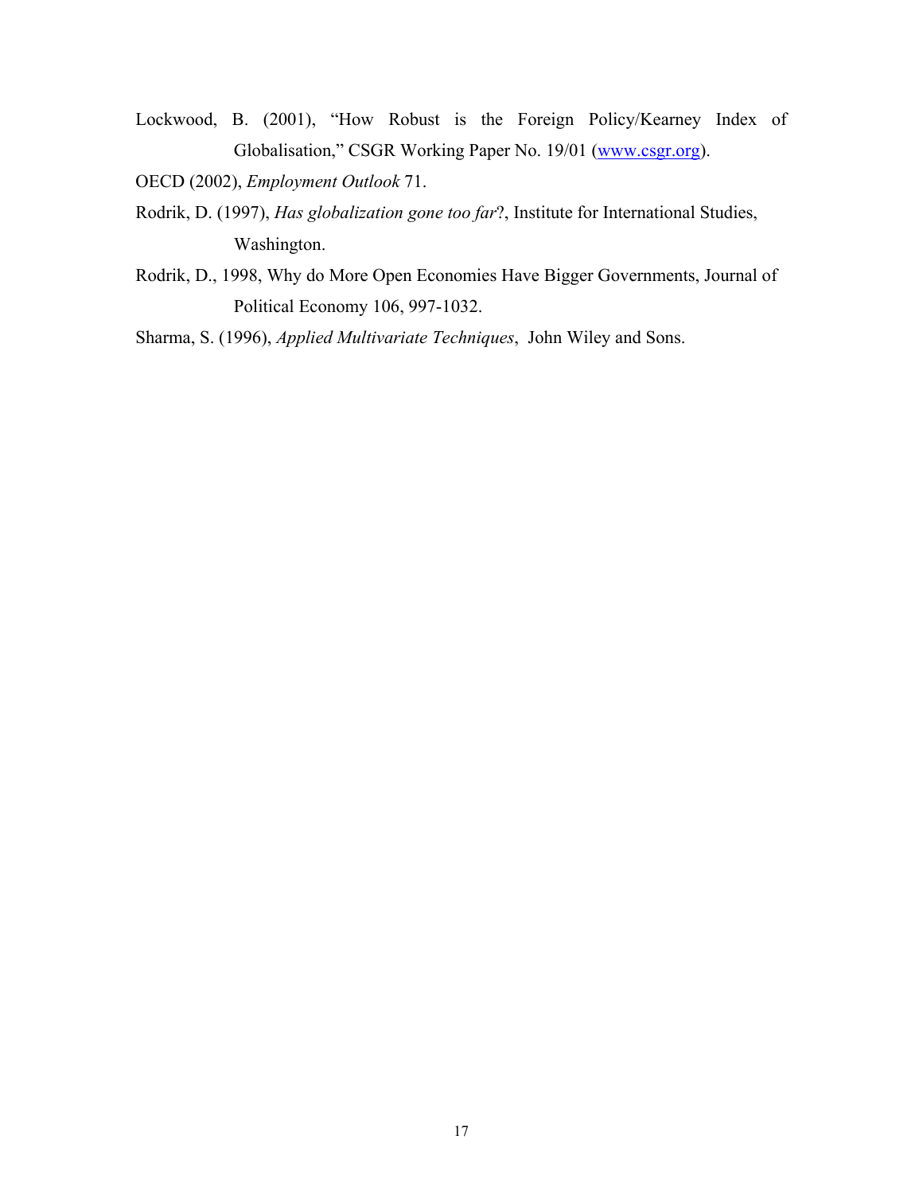Lockwood, B. (2001), "How Robust is the Foreign Policy/Kearney Index of Globalisation," CSGR Working Paper No. 19/01 (www.csgr.org).

OECD (2002), *Employment Outlook* 71.

Rodrik, D. (1997), *Has globalization gone too far*?, Institute for International Studies, Washington.

Rodrik, D., 1998, Why do More Open Economies Have Bigger Governments, Journal of Political Economy 106, 997-1032.

Sharma, S. (1996), *Applied Multivariate Techniques*, John Wiley and Sons.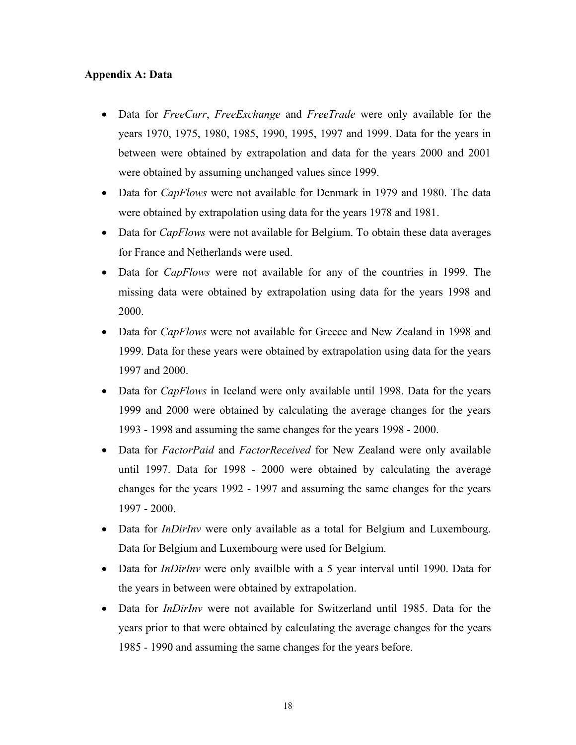## Appendix A: Data

- Data for *FreeCurr*, *FreeExchange* and *FreeTrade* were only available for the years 1970, 1975, 1980, 1985, 1990, 1995, 1997 and 1999. Data for the years in between were obtained by extrapolation and data for the years 2000 and 2001 were obtained by assuming unchanged values since 1999.
- Data for *CapFlows* were not available for Denmark in 1979 and 1980. The data were obtained by extrapolation using data for the years 1978 and 1981.
- Data for *CapFlows* were not available for Belgium. To obtain these data averages for France and Netherlands were used.
- Data for *CapFlows* were not available for any of the countries in 1999. The missing data were obtained by extrapolation using data for the years 1998 and 2000.
- Data for *CapFlows* were not available for Greece and New Zealand in 1998 and 1999. Data for these years were obtained by extrapolation using data for the years 1997 and 2000.
- Data for *CapFlows* in Iceland were only available until 1998. Data for the years 1999 and 2000 were obtained by calculating the average changes for the years 1993 - 1998 and assuming the same changes for the years 1998 - 2000.
- Data for *FactorPaid* and *FactorReceived* for New Zealand were only available until 1997. Data for 1998 - 2000 were obtained by calculating the average changes for the years 1992 - 1997 and assuming the same changes for the years 1997 - 2000.
- Data for *InDirInv* were only available as a total for Belgium and Luxembourg. Data for Belgium and Luxembourg were used for Belgium.
- Data for *InDirInv* were only availble with a 5 year interval until 1990. Data for the years in between were obtained by extrapolation.
- Data for *InDirInv* were not available for Switzerland until 1985. Data for the years prior to that were obtained by calculating the average changes for the years 1985 - 1990 and assuming the same changes for the years before.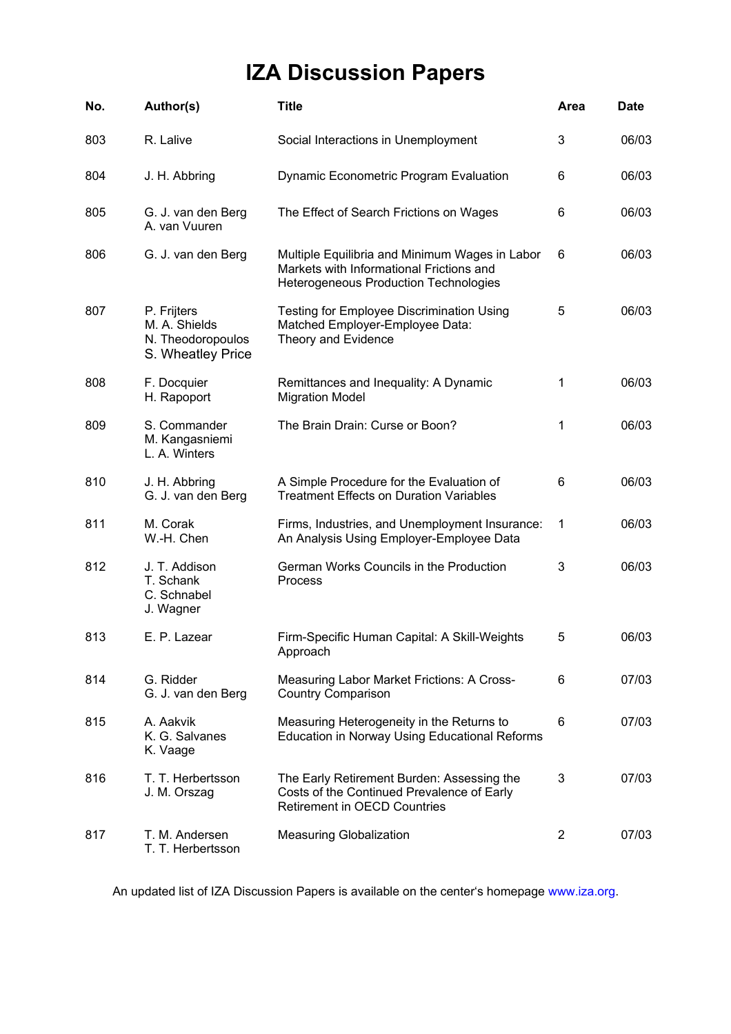# IZA Discussion Papers

| No. | Author(s) | Title | Area | Date |
|---|---|---|---|---|
| 803 | R. Lalive | Social Interactions in Unemployment | 3 | 06/03 |
| 804 | J. H. Abbring | Dynamic Econometric Program Evaluation | 6 | 06/03 |
| 805 | G. J. van den Berg<br>A. van Vuuren | The Effect of Search Frictions on Wages | 6 | 06/03 |
| 806 | G. J. van den Berg | Multiple Equilibria and Minimum Wages in Labor Markets with Informational Frictions and Heterogeneous Production Technologies | 6 | 06/03 |
| 807 | P. Frijters<br>M. A. Shields<br>N. Theodoropoulos<br>S. Wheatley Price | Testing for Employee Discrimination Using Matched Employer-Employee Data: Theory and Evidence | 5 | 06/03 |
| 808 | F. Docquier<br>H. Rapoport | Remittances and Inequality: A Dynamic Migration Model | 1 | 06/03 |
| 809 | S. Commander<br>M. Kangasniemi<br>L. A. Winters | The Brain Drain: Curse or Boon? | 1 | 06/03 |
| 810 | J. H. Abbring<br>G. J. van den Berg | A Simple Procedure for the Evaluation of Treatment Effects on Duration Variables | 6 | 06/03 |
| 811 | M. Corak<br>W.-H. Chen | Firms, Industries, and Unemployment Insurance: An Analysis Using Employer-Employee Data | 1 | 06/03 |
| 812 | J. T. Addison<br>T. Schank<br>C. Schnabel<br>J. Wagner | German Works Councils in the Production Process | 3 | 06/03 |
| 813 | E. P. Lazear | Firm-Specific Human Capital: A Skill-Weights Approach | 5 | 06/03 |
| 814 | G. Ridder<br>G. J. van den Berg | Measuring Labor Market Frictions: A Cross-Country Comparison | 6 | 07/03 |
| 815 | A. Aakvik<br>K. G. Salvanes<br>K. Vaage | Measuring Heterogeneity in the Returns to Education in Norway Using Educational Reforms | 6 | 07/03 |
| 816 | T. T. Herbertsson<br>J. M. Orszag | The Early Retirement Burden: Assessing the Costs of the Continued Prevalence of Early Retirement in OECD Countries | 3 | 07/03 |
| 817 | T. M. Andersen<br>T. T. Herbertsson | Measuring Globalization | 2 | 07/03 |

An updated list of IZA Discussion Papers is available on the center's homepage www.iza.org.